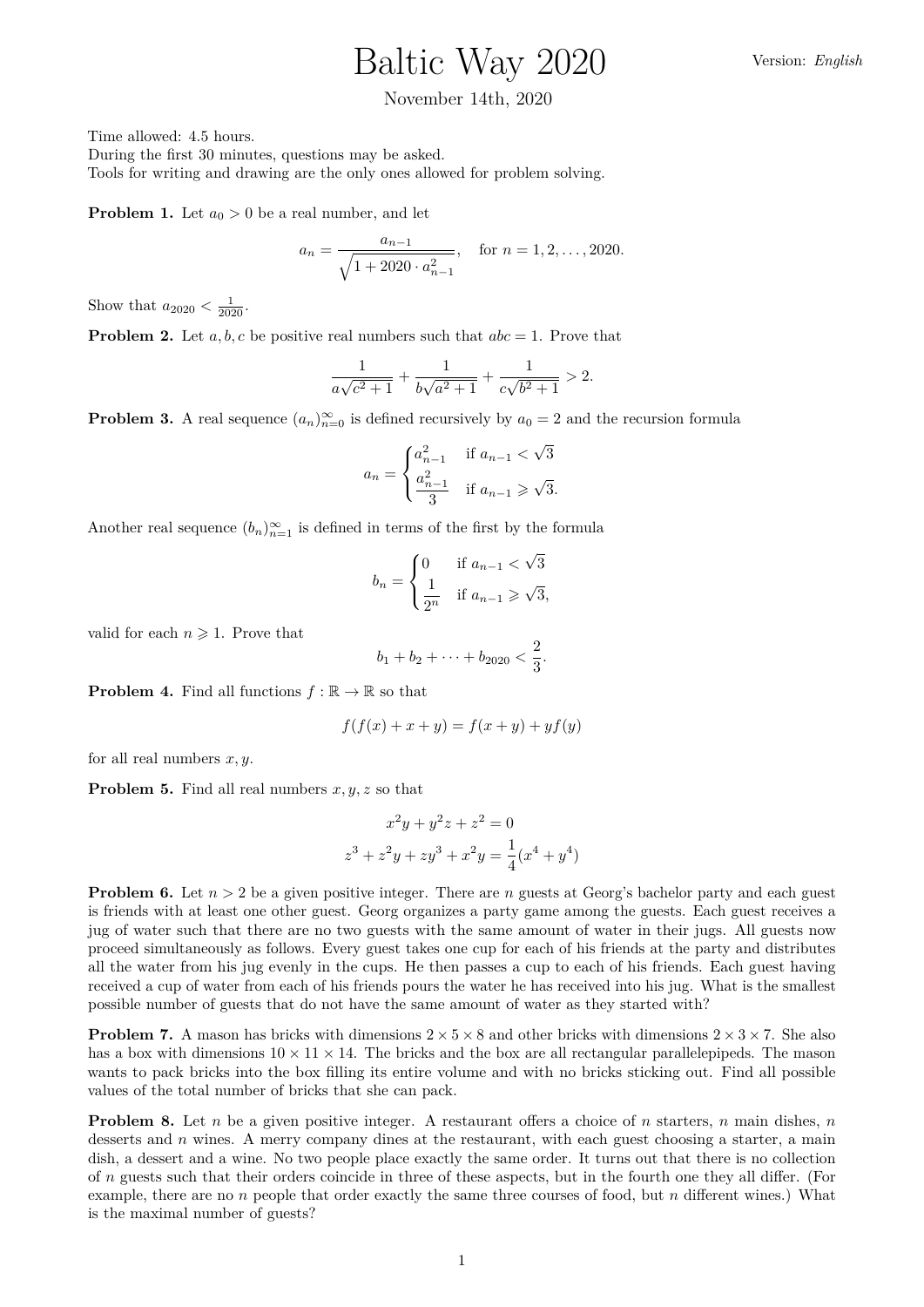# Baltic Way 2020

Version: *English*

November 14th, 2020

Time allowed: 4.5 hours.
During the first 30 minutes, questions may be asked.
Tools for writing and drawing are the only ones allowed for problem solving.

**Problem 1.** Let $a_0 > 0$ be a real number, and let

$$a_n = \frac{a_{n-1}}{\sqrt{1 + 2020 \cdot a_{n-1}^2}}, \quad \text{for } n = 1, 2, \ldots, 2020.$$

Show that $a_{2020} < \frac{1}{2020}$.

**Problem 2.** Let $a, b, c$ be positive real numbers such that $abc = 1$. Prove that

$$\frac{1}{a\sqrt{c^2+1}} + \frac{1}{b\sqrt{a^2+1}} + \frac{1}{c\sqrt{b^2+1}} > 2.$$

**Problem 3.** A real sequence $(a_n)_{n=0}^{\infty}$ is defined recursively by $a_0 = 2$ and the recursion formula

$$a_n = \begin{cases} a_{n-1}^2 & \text{if } a_{n-1} < \sqrt{3} \\ \dfrac{a_{n-1}^2}{3} & \text{if } a_{n-1} \geqslant \sqrt{3}. \end{cases}$$

Another real sequence $(b_n)_{n=1}^{\infty}$ is defined in terms of the first by the formula

$$b_n = \begin{cases} 0 & \text{if } a_{n-1} < \sqrt{3} \\ \dfrac{1}{2^n} & \text{if } a_{n-1} \geqslant \sqrt{3}, \end{cases}$$

valid for each $n \geqslant 1$. Prove that

$$b_1 + b_2 + \cdots + b_{2020} < \frac{2}{3}.$$

**Problem 4.** Find all functions $f : \mathbb{R} \to \mathbb{R}$ so that

$$f(f(x) + x + y) = f(x + y) + yf(y)$$

for all real numbers $x, y$.

**Problem 5.** Find all real numbers $x, y, z$ so that

$$x^2y + y^2z + z^2 = 0$$
$$z^3 + z^2y + zy^3 + x^2y = \frac{1}{4}(x^4 + y^4)$$

**Problem 6.** Let $n > 2$ be a given positive integer. There are $n$ guests at Georg's bachelor party and each guest is friends with at least one other guest. Georg organizes a party game among the guests. Each guest receives a jug of water such that there are no two guests with the same amount of water in their jugs. All guests now proceed simultaneously as follows. Every guest takes one cup for each of his friends at the party and distributes all the water from his jug evenly in the cups. He then passes a cup to each of his friends. Each guest having received a cup of water from each of his friends pours the water he has received into his jug. What is the smallest possible number of guests that do not have the same amount of water as they started with?

**Problem 7.** A mason has bricks with dimensions $2 \times 5 \times 8$ and other bricks with dimensions $2 \times 3 \times 7$. She also has a box with dimensions $10 \times 11 \times 14$. The bricks and the box are all rectangular parallelepipeds. The mason wants to pack bricks into the box filling its entire volume and with no bricks sticking out. Find all possible values of the total number of bricks that she can pack.

**Problem 8.** Let $n$ be a given positive integer. A restaurant offers a choice of $n$ starters, $n$ main dishes, $n$ desserts and $n$ wines. A merry company dines at the restaurant, with each guest choosing a starter, a main dish, a dessert and a wine. No two people place exactly the same order. It turns out that there is no collection of $n$ guests such that their orders coincide in three of these aspects, but in the fourth one they all differ. (For example, there are no $n$ people that order exactly the same three courses of food, but $n$ different wines.) What is the maximal number of guests?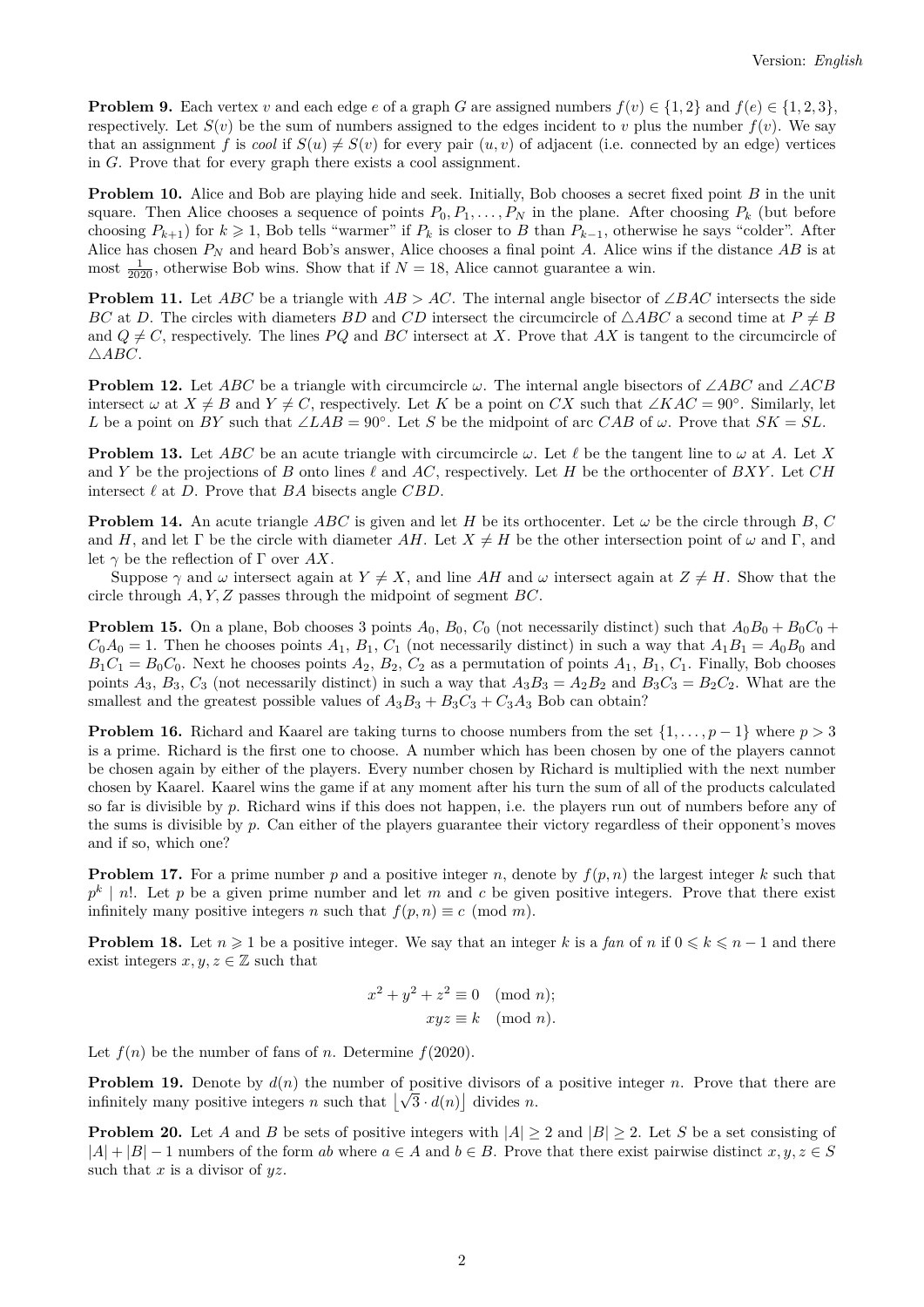**Problem 9.** Each vertex $v$ and each edge $e$ of a graph $G$ are assigned numbers $f(v) \in \{1, 2\}$ and $f(e) \in \{1, 2, 3\}$, respectively. Let $S(v)$ be the sum of numbers assigned to the edges incident to $v$ plus the number $f(v)$. We say that an assignment $f$ is *cool* if $S(u) \neq S(v)$ for every pair $(u, v)$ of adjacent (i.e. connected by an edge) vertices in $G$. Prove that for every graph there exists a cool assignment.

**Problem 10.** Alice and Bob are playing hide and seek. Initially, Bob chooses a secret fixed point $B$ in the unit square. Then Alice chooses a sequence of points $P_0, P_1, \ldots, P_N$ in the plane. After choosing $P_k$ (but before choosing $P_{k+1}$) for $k \geqslant 1$, Bob tells "warmer" if $P_k$ is closer to $B$ than $P_{k-1}$, otherwise he says "colder". After Alice has chosen $P_N$ and heard Bob's answer, Alice chooses a final point $A$. Alice wins if the distance $AB$ is at most $\frac{1}{2020}$, otherwise Bob wins. Show that if $N = 18$, Alice cannot guarantee a win.

**Problem 11.** Let $ABC$ be a triangle with $AB > AC$. The internal angle bisector of $\angle BAC$ intersects the side $BC$ at $D$. The circles with diameters $BD$ and $CD$ intersect the circumcircle of $\triangle ABC$ a second time at $P \neq B$ and $Q \neq C$, respectively. The lines $PQ$ and $BC$ intersect at $X$. Prove that $AX$ is tangent to the circumcircle of $\triangle ABC$.

**Problem 12.** Let $ABC$ be a triangle with circumcircle $\omega$. The internal angle bisectors of $\angle ABC$ and $\angle ACB$ intersect $\omega$ at $X \neq B$ and $Y \neq C$, respectively. Let $K$ be a point on $CX$ such that $\angle KAC = 90°$. Similarly, let $L$ be a point on $BY$ such that $\angle LAB = 90°$. Let $S$ be the midpoint of arc $CAB$ of $\omega$. Prove that $SK = SL$.

**Problem 13.** Let $ABC$ be an acute triangle with circumcircle $\omega$. Let $\ell$ be the tangent line to $\omega$ at $A$. Let $X$ and $Y$ be the projections of $B$ onto lines $\ell$ and $AC$, respectively. Let $H$ be the orthocenter of $BXY$. Let $CH$ intersect $\ell$ at $D$. Prove that $BA$ bisects angle $CBD$.

**Problem 14.** An acute triangle $ABC$ is given and let $H$ be its orthocenter. Let $\omega$ be the circle through $B$, $C$ and $H$, and let $\Gamma$ be the circle with diameter $AH$. Let $X \neq H$ be the other intersection point of $\omega$ and $\Gamma$, and let $\gamma$ be the reflection of $\Gamma$ over $AX$.

Suppose $\gamma$ and $\omega$ intersect again at $Y \neq X$, and line $AH$ and $\omega$ intersect again at $Z \neq H$. Show that the circle through $A, Y, Z$ passes through the midpoint of segment $BC$.

**Problem 15.** On a plane, Bob chooses 3 points $A_0$, $B_0$, $C_0$ (not necessarily distinct) such that $A_0B_0 + B_0C_0 + C_0A_0 = 1$. Then he chooses points $A_1$, $B_1$, $C_1$ (not necessarily distinct) in such a way that $A_1B_1 = A_0B_0$ and $B_1C_1 = B_0C_0$. Next he chooses points $A_2$, $B_2$, $C_2$ as a permutation of points $A_1$, $B_1$, $C_1$. Finally, Bob chooses points $A_3$, $B_3$, $C_3$ (not necessarily distinct) in such a way that $A_3B_3 = A_2B_2$ and $B_3C_3 = B_2C_2$. What are the smallest and the greatest possible values of $A_3B_3 + B_3C_3 + C_3A_3$ Bob can obtain?

**Problem 16.** Richard and Kaarel are taking turns to choose numbers from the set $\{1, \ldots, p-1\}$ where $p > 3$ is a prime. Richard is the first one to choose. A number which has been chosen by one of the players cannot be chosen again by either of the players. Every number chosen by Richard is multiplied with the next number chosen by Kaarel. Kaarel wins the game if at any moment after his turn the sum of all of the products calculated so far is divisible by $p$. Richard wins if this does not happen, i.e. the players run out of numbers before any of the sums is divisible by $p$. Can either of the players guarantee their victory regardless of their opponent's moves and if so, which one?

**Problem 17.** For a prime number $p$ and a positive integer $n$, denote by $f(p, n)$ the largest integer $k$ such that $p^k \mid n!$. Let $p$ be a given prime number and let $m$ and $c$ be given positive integers. Prove that there exist infinitely many positive integers $n$ such that $f(p, n) \equiv c \pmod{m}$.

**Problem 18.** Let $n \geqslant 1$ be a positive integer. We say that an integer $k$ is a *fan* of $n$ if $0 \leqslant k \leqslant n - 1$ and there exist integers $x, y, z \in \mathbb{Z}$ such that

$$x^2 + y^2 + z^2 \equiv 0 \pmod{n};$$
$$xyz \equiv k \pmod{n}.$$

Let $f(n)$ be the number of fans of $n$. Determine $f(2020)$.

**Problem 19.** Denote by $d(n)$ the number of positive divisors of a positive integer $n$. Prove that there are infinitely many positive integers $n$ such that $\lfloor \sqrt{3} \cdot d(n) \rfloor$ divides $n$.

**Problem 20.** Let $A$ and $B$ be sets of positive integers with $|A| \geq 2$ and $|B| \geq 2$. Let $S$ be a set consisting of $|A| + |B| - 1$ numbers of the form $ab$ where $a \in A$ and $b \in B$. Prove that there exist pairwise distinct $x, y, z \in S$ such that $x$ is a divisor of $yz$.